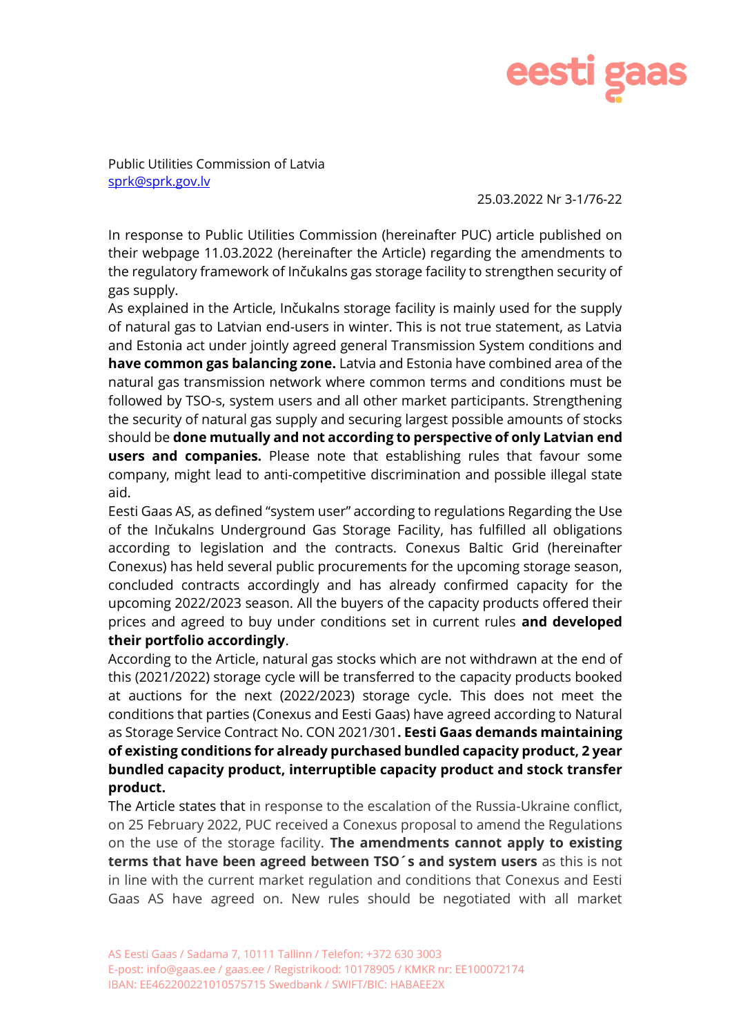Public Utilities Commission of Latvia
sprk@sprk.gov.lv

25.03.2022 Nr 3-1/76-22

In response to Public Utilities Commission (hereinafter PUC) article published on their webpage 11.03.2022 (hereinafter the Article) regarding the amendments to the regulatory framework of Inčukalns gas storage facility to strengthen security of gas supply.

As explained in the Article, Inčukalns storage facility is mainly used for the supply of natural gas to Latvian end-users in winter. This is not true statement, as Latvia and Estonia act under jointly agreed general Transmission System conditions and **have common gas balancing zone.** Latvia and Estonia have combined area of the natural gas transmission network where common terms and conditions must be followed by TSO-s, system users and all other market participants. Strengthening the security of natural gas supply and securing largest possible amounts of stocks should be **done mutually and not according to perspective of only Latvian end users and companies.** Please note that establishing rules that favour some company, might lead to anti-competitive discrimination and possible illegal state aid.

Eesti Gaas AS, as defined "system user" according to regulations Regarding the Use of the Inčukalns Underground Gas Storage Facility, has fulfilled all obligations according to legislation and the contracts. Conexus Baltic Grid (hereinafter Conexus) has held several public procurements for the upcoming storage season, concluded contracts accordingly and has already confirmed capacity for the upcoming 2022/2023 season. All the buyers of the capacity products offered their prices and agreed to buy under conditions set in current rules **and developed their portfolio accordingly**.

According to the Article, natural gas stocks which are not withdrawn at the end of this (2021/2022) storage cycle will be transferred to the capacity products booked at auctions for the next (2022/2023) storage cycle. This does not meet the conditions that parties (Conexus and Eesti Gaas) have agreed according to Natural as Storage Service Contract No. CON 2021/301**. Eesti Gaas demands maintaining of existing conditions for already purchased bundled capacity product, 2 year bundled capacity product, interruptible capacity product and stock transfer product.**

The Article states that in response to the escalation of the Russia-Ukraine conflict, on 25 February 2022, PUC received a Conexus proposal to amend the Regulations on the use of the storage facility. **The amendments cannot apply to existing terms that have been agreed between TSO´s and system users** as this is not in line with the current market regulation and conditions that Conexus and Eesti Gaas AS have agreed on. New rules should be negotiated with all market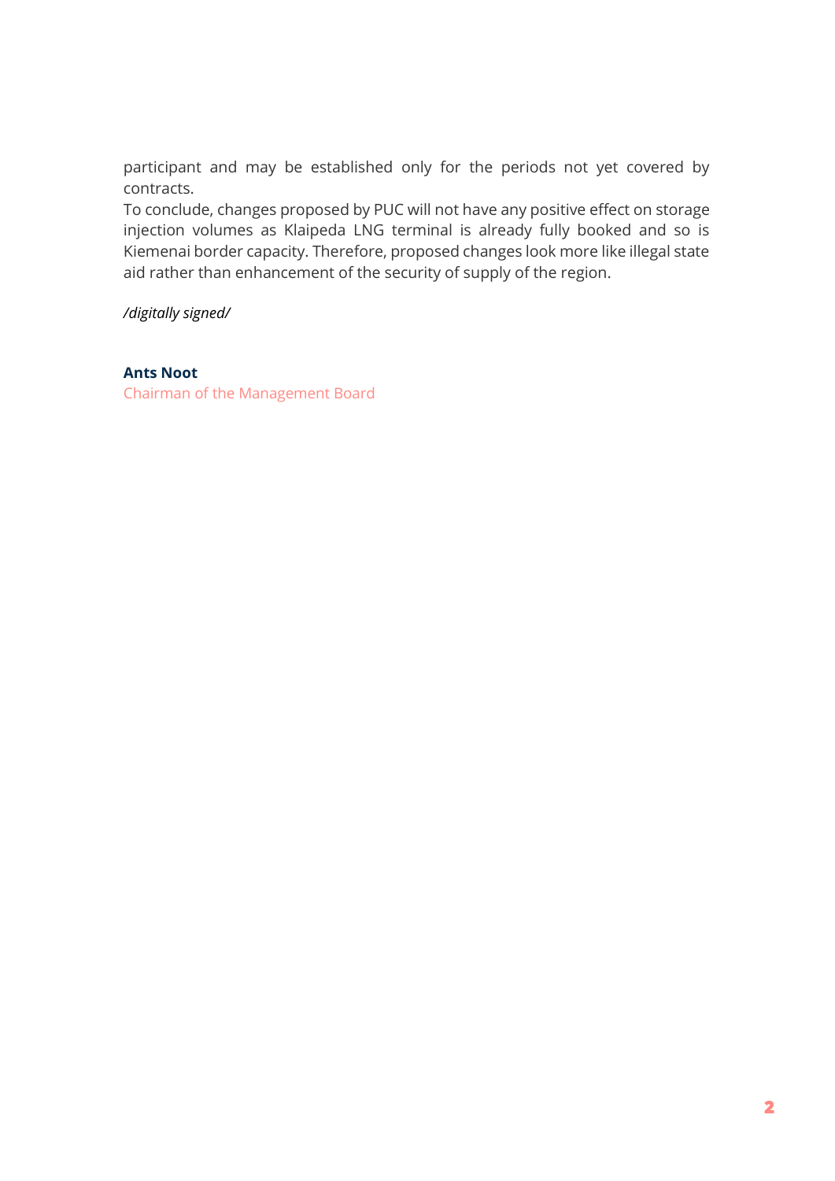participant and may be established only for the periods not yet covered by contracts.

To conclude, changes proposed by PUC will not have any positive effect on storage injection volumes as Klaipeda LNG terminal is already fully booked and so is Kiemenai border capacity. Therefore, proposed changes look more like illegal state aid rather than enhancement of the security of supply of the region.

*/digitally signed/*

**Ants Noot**
Chairman of the Management Board